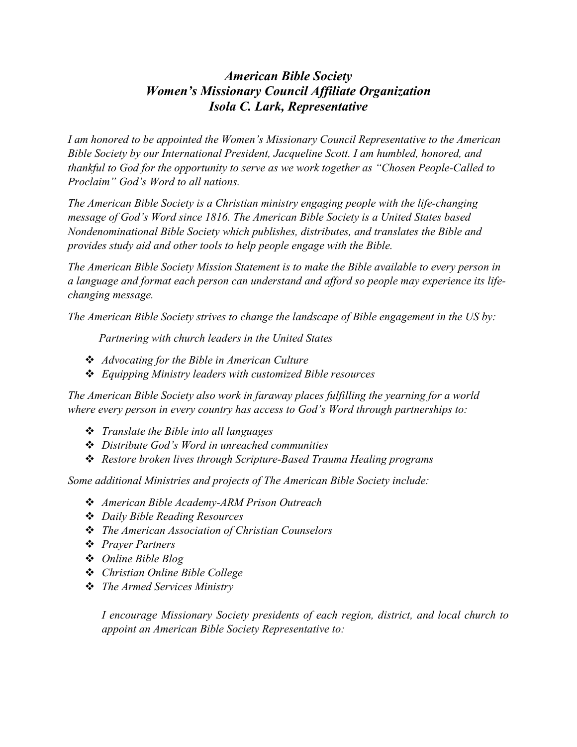# *American Bible Society*
## *Women's Missionary Council Affiliate Organization*
### *Isola C. Lark, Representative*

*I am honored to be appointed the Women's Missionary Council Representative to the American Bible Society by our International President, Jacqueline Scott. I am humbled, honored, and thankful to God for the opportunity to serve as we work together as "Chosen People-Called to Proclaim" God's Word to all nations.*

*The American Bible Society is a Christian ministry engaging people with the life-changing message of God's Word since 1816. The American Bible Society is a United States based Nondenominational Bible Society which publishes, distributes, and translates the Bible and provides study aid and other tools to help people engage with the Bible.*

*The American Bible Society Mission Statement is to make the Bible available to every person in a language and format each person can understand and afford so people may experience its life-changing message.*

*The American Bible Society strives to change the landscape of Bible engagement in the US by:*

*Partnering with church leaders in the United States*

- *Advocating for the Bible in American Culture*
- *Equipping Ministry leaders with customized Bible resources*

*The American Bible Society also work in faraway places fulfilling the yearning for a world where every person in every country has access to God's Word through partnerships to:*

- *Translate the Bible into all languages*
- *Distribute God's Word in unreached communities*
- *Restore broken lives through Scripture-Based Trauma Healing programs*

*Some additional Ministries and projects of The American Bible Society include:*

- *American Bible Academy-ARM Prison Outreach*
- *Daily Bible Reading Resources*
- *The American Association of Christian Counselors*
- *Prayer Partners*
- *Online Bible Blog*
- *Christian Online Bible College*
- *The Armed Services Ministry*

*I encourage Missionary Society presidents of each region, district, and local church to appoint an American Bible Society Representative to:*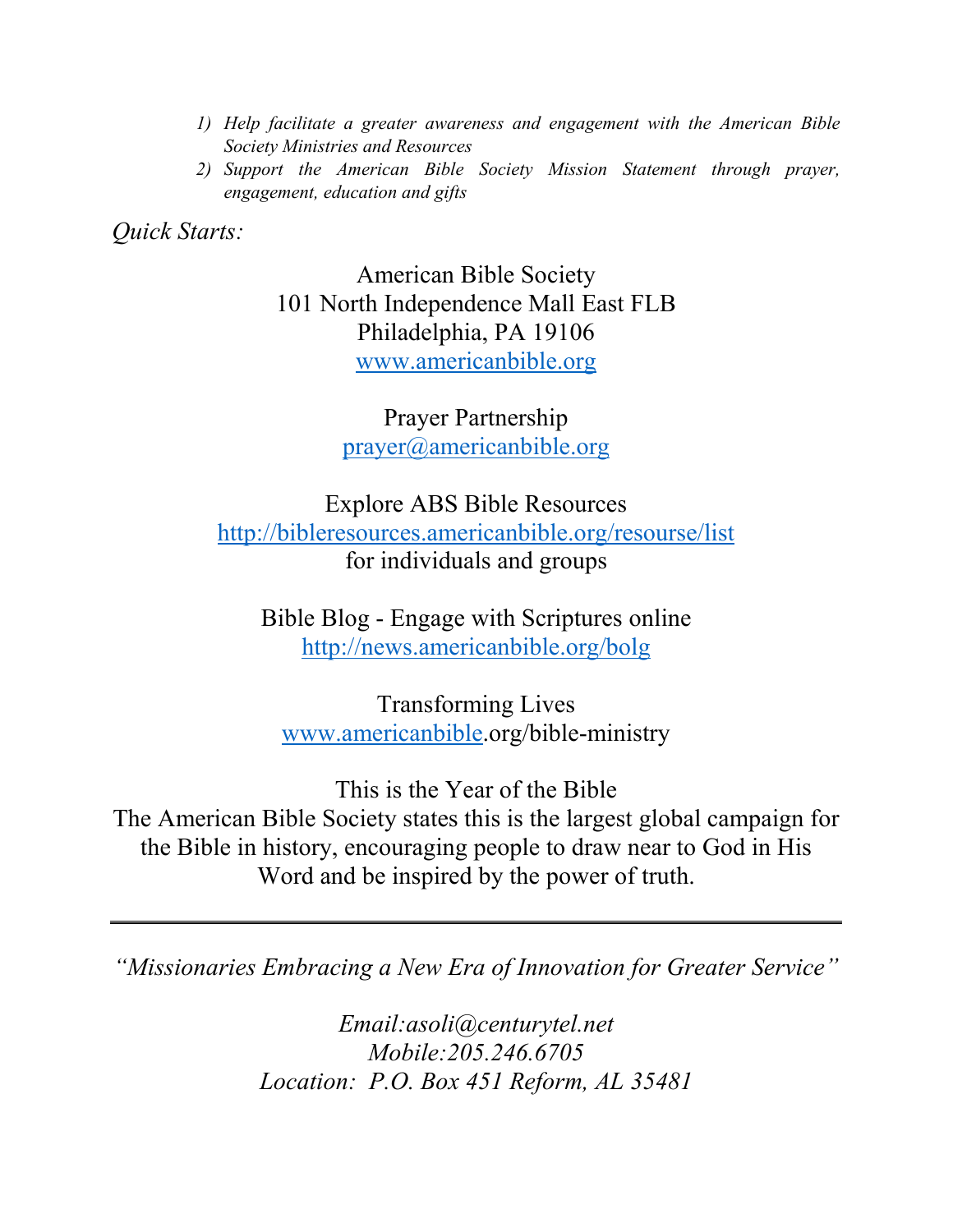1) *Help facilitate a greater awareness and engagement with the American Bible Society Ministries and Resources*
2) *Support the American Bible Society Mission Statement through prayer, engagement, education and gifts*

*Quick Starts:*

American Bible Society
101 North Independence Mall East FLB
Philadelphia, PA 19106
www.americanbible.org

Prayer Partnership
prayer@americanbible.org

Explore ABS Bible Resources
http://bibleresources.americanbible.org/resourse/list
for individuals and groups

Bible Blog - Engage with Scriptures online
http://news.americanbible.org/bolg

Transforming Lives
www.americanbible.org/bible-ministry

This is the Year of the Bible
The American Bible Society states this is the largest global campaign for the Bible in history, encouraging people to draw near to God in His Word and be inspired by the power of truth.

---

*"Missionaries Embracing a New Era of Innovation for Greater Service"*

*Email:asoli@centurytel.net*
*Mobile:205.246.6705*
*Location: P.O. Box 451 Reform, AL 35481*